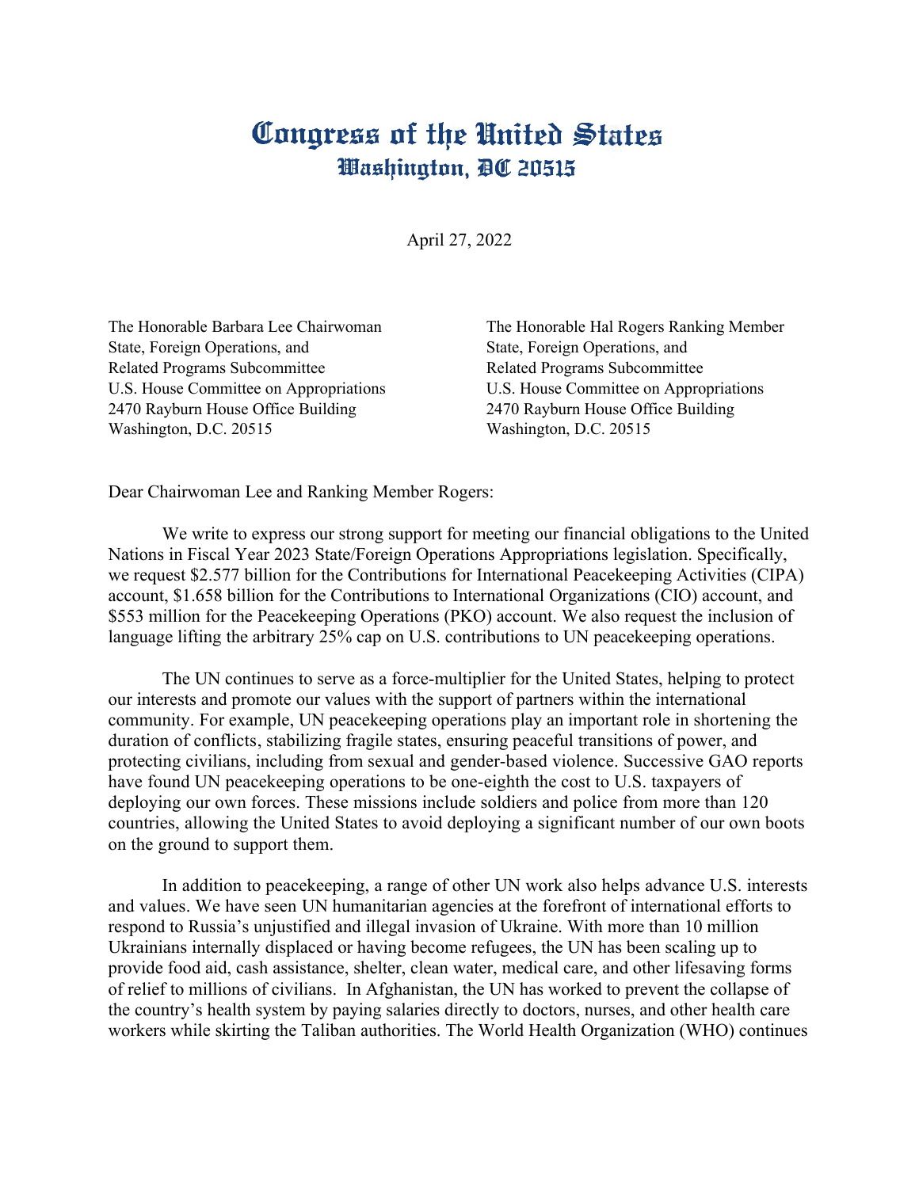# Congress of the United States
## Washington, DC 20515

April 27, 2022

The Honorable Barbara Lee Chairwoman
State, Foreign Operations, and
Related Programs Subcommittee
U.S. House Committee on Appropriations
2470 Rayburn House Office Building
Washington, D.C. 20515

The Honorable Hal Rogers Ranking Member
State, Foreign Operations, and
Related Programs Subcommittee
U.S. House Committee on Appropriations
2470 Rayburn House Office Building
Washington, D.C. 20515

Dear Chairwoman Lee and Ranking Member Rogers:

We write to express our strong support for meeting our financial obligations to the United Nations in Fiscal Year 2023 State/Foreign Operations Appropriations legislation. Specifically, we request $2.577 billion for the Contributions for International Peacekeeping Activities (CIPA) account, $1.658 billion for the Contributions to International Organizations (CIO) account, and $553 million for the Peacekeeping Operations (PKO) account. We also request the inclusion of language lifting the arbitrary 25% cap on U.S. contributions to UN peacekeeping operations.

The UN continues to serve as a force-multiplier for the United States, helping to protect our interests and promote our values with the support of partners within the international community. For example, UN peacekeeping operations play an important role in shortening the duration of conflicts, stabilizing fragile states, ensuring peaceful transitions of power, and protecting civilians, including from sexual and gender-based violence. Successive GAO reports have found UN peacekeeping operations to be one-eighth the cost to U.S. taxpayers of deploying our own forces. These missions include soldiers and police from more than 120 countries, allowing the United States to avoid deploying a significant number of our own boots on the ground to support them.

In addition to peacekeeping, a range of other UN work also helps advance U.S. interests and values. We have seen UN humanitarian agencies at the forefront of international efforts to respond to Russia's unjustified and illegal invasion of Ukraine. With more than 10 million Ukrainians internally displaced or having become refugees, the UN has been scaling up to provide food aid, cash assistance, shelter, clean water, medical care, and other lifesaving forms of relief to millions of civilians. In Afghanistan, the UN has worked to prevent the collapse of the country's health system by paying salaries directly to doctors, nurses, and other health care workers while skirting the Taliban authorities. The World Health Organization (WHO) continues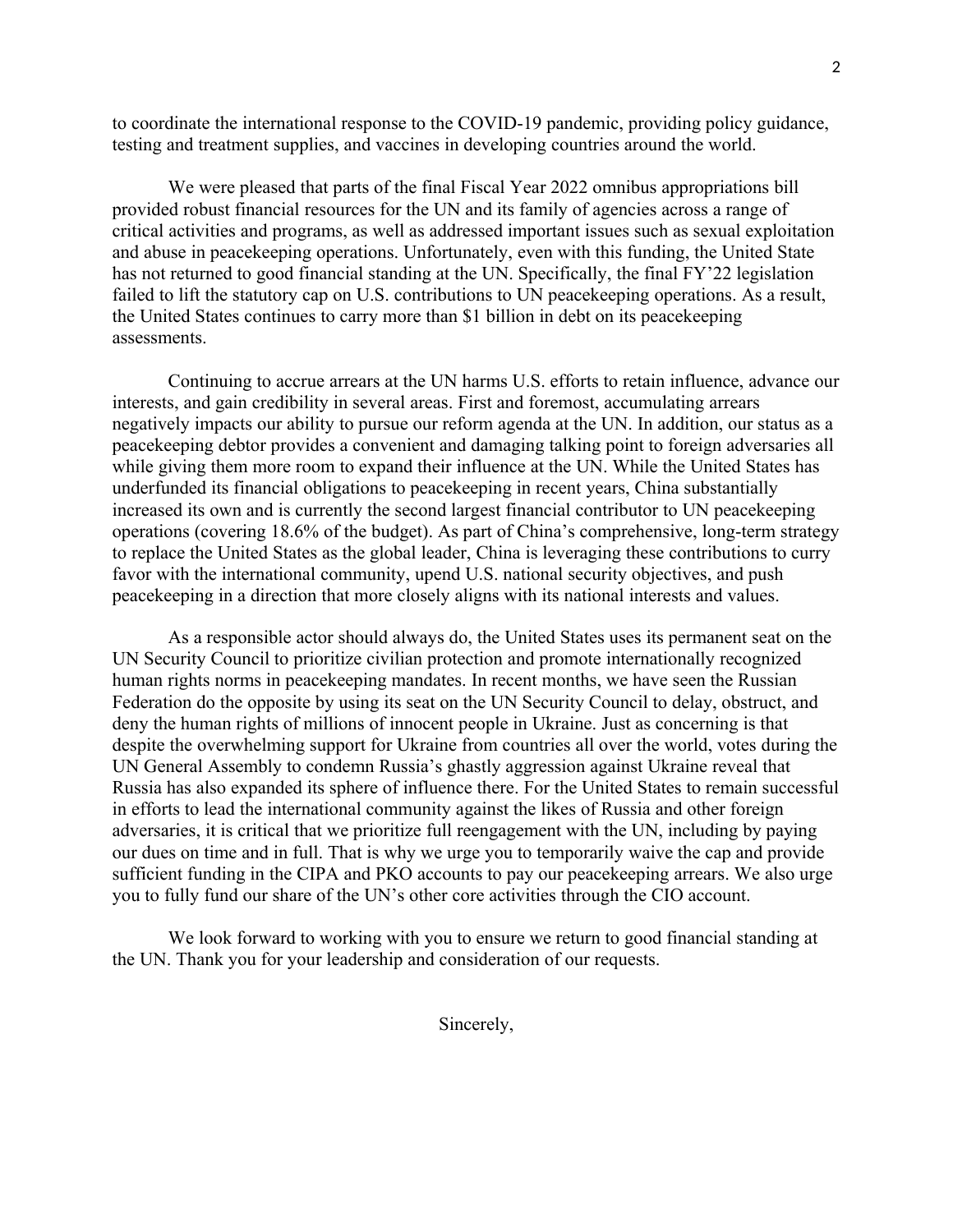to coordinate the international response to the COVID-19 pandemic, providing policy guidance, testing and treatment supplies, and vaccines in developing countries around the world.

We were pleased that parts of the final Fiscal Year 2022 omnibus appropriations bill provided robust financial resources for the UN and its family of agencies across a range of critical activities and programs, as well as addressed important issues such as sexual exploitation and abuse in peacekeeping operations. Unfortunately, even with this funding, the United State has not returned to good financial standing at the UN. Specifically, the final FY'22 legislation failed to lift the statutory cap on U.S. contributions to UN peacekeeping operations. As a result, the United States continues to carry more than $1 billion in debt on its peacekeeping assessments.

Continuing to accrue arrears at the UN harms U.S. efforts to retain influence, advance our interests, and gain credibility in several areas. First and foremost, accumulating arrears negatively impacts our ability to pursue our reform agenda at the UN. In addition, our status as a peacekeeping debtor provides a convenient and damaging talking point to foreign adversaries all while giving them more room to expand their influence at the UN. While the United States has underfunded its financial obligations to peacekeeping in recent years, China substantially increased its own and is currently the second largest financial contributor to UN peacekeeping operations (covering 18.6% of the budget). As part of China's comprehensive, long-term strategy to replace the United States as the global leader, China is leveraging these contributions to curry favor with the international community, upend U.S. national security objectives, and push peacekeeping in a direction that more closely aligns with its national interests and values.

As a responsible actor should always do, the United States uses its permanent seat on the UN Security Council to prioritize civilian protection and promote internationally recognized human rights norms in peacekeeping mandates. In recent months, we have seen the Russian Federation do the opposite by using its seat on the UN Security Council to delay, obstruct, and deny the human rights of millions of innocent people in Ukraine. Just as concerning is that despite the overwhelming support for Ukraine from countries all over the world, votes during the UN General Assembly to condemn Russia's ghastly aggression against Ukraine reveal that Russia has also expanded its sphere of influence there. For the United States to remain successful in efforts to lead the international community against the likes of Russia and other foreign adversaries, it is critical that we prioritize full reengagement with the UN, including by paying our dues on time and in full. That is why we urge you to temporarily waive the cap and provide sufficient funding in the CIPA and PKO accounts to pay our peacekeeping arrears. We also urge you to fully fund our share of the UN's other core activities through the CIO account.

We look forward to working with you to ensure we return to good financial standing at the UN. Thank you for your leadership and consideration of our requests.

Sincerely,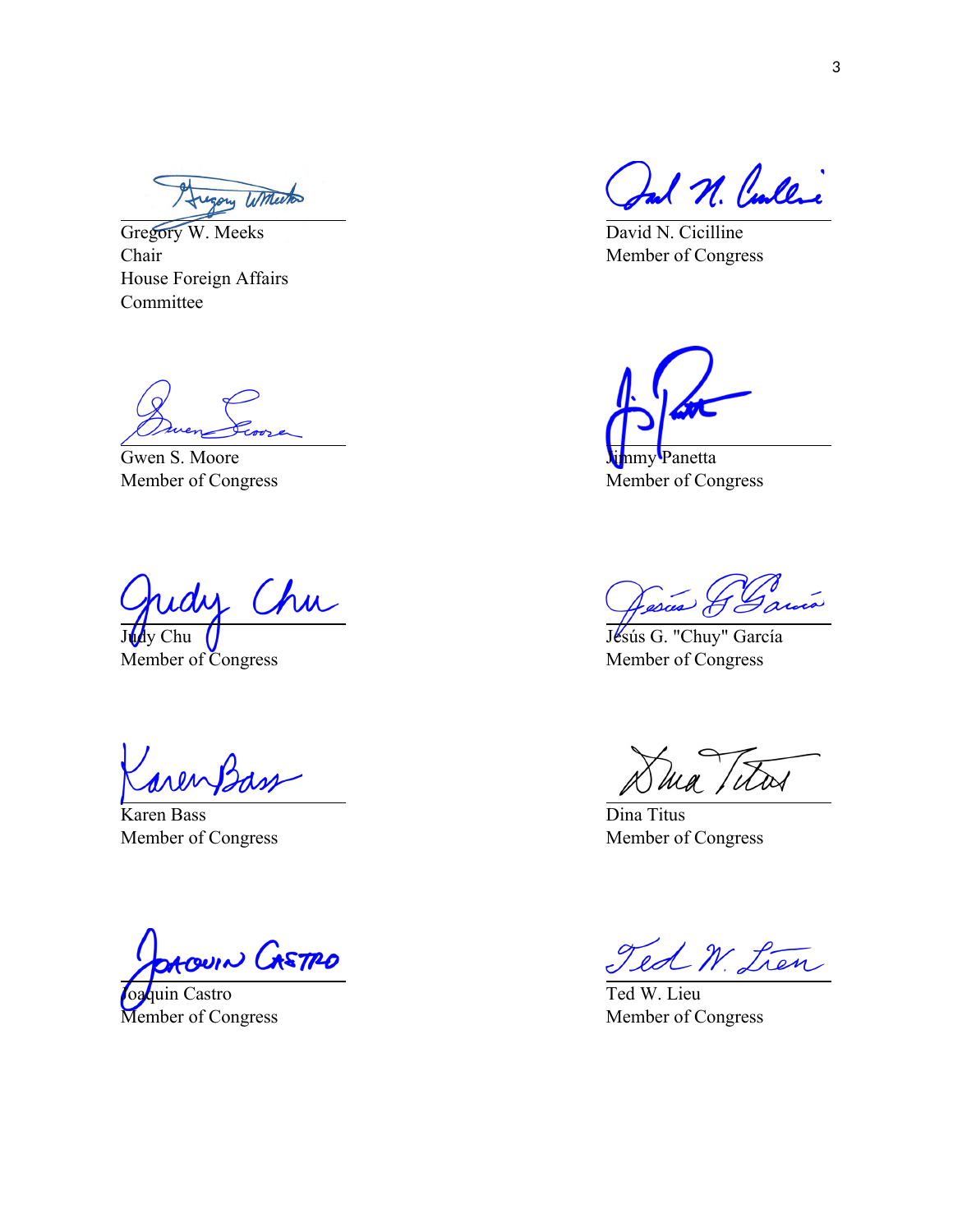Gregory W. Meeks
Chair
House Foreign Affairs
Committee

David N. Cicilline
Member of Congress

Gwen S. Moore
Member of Congress

Jimmy Panetta
Member of Congress

Judy Chu
Member of Congress

Jesús G. "Chuy" García
Member of Congress

Karen Bass
Member of Congress

Dina Titus
Member of Congress

Joaquin Castro
Member of Congress

Ted W. Lieu
Member of Congress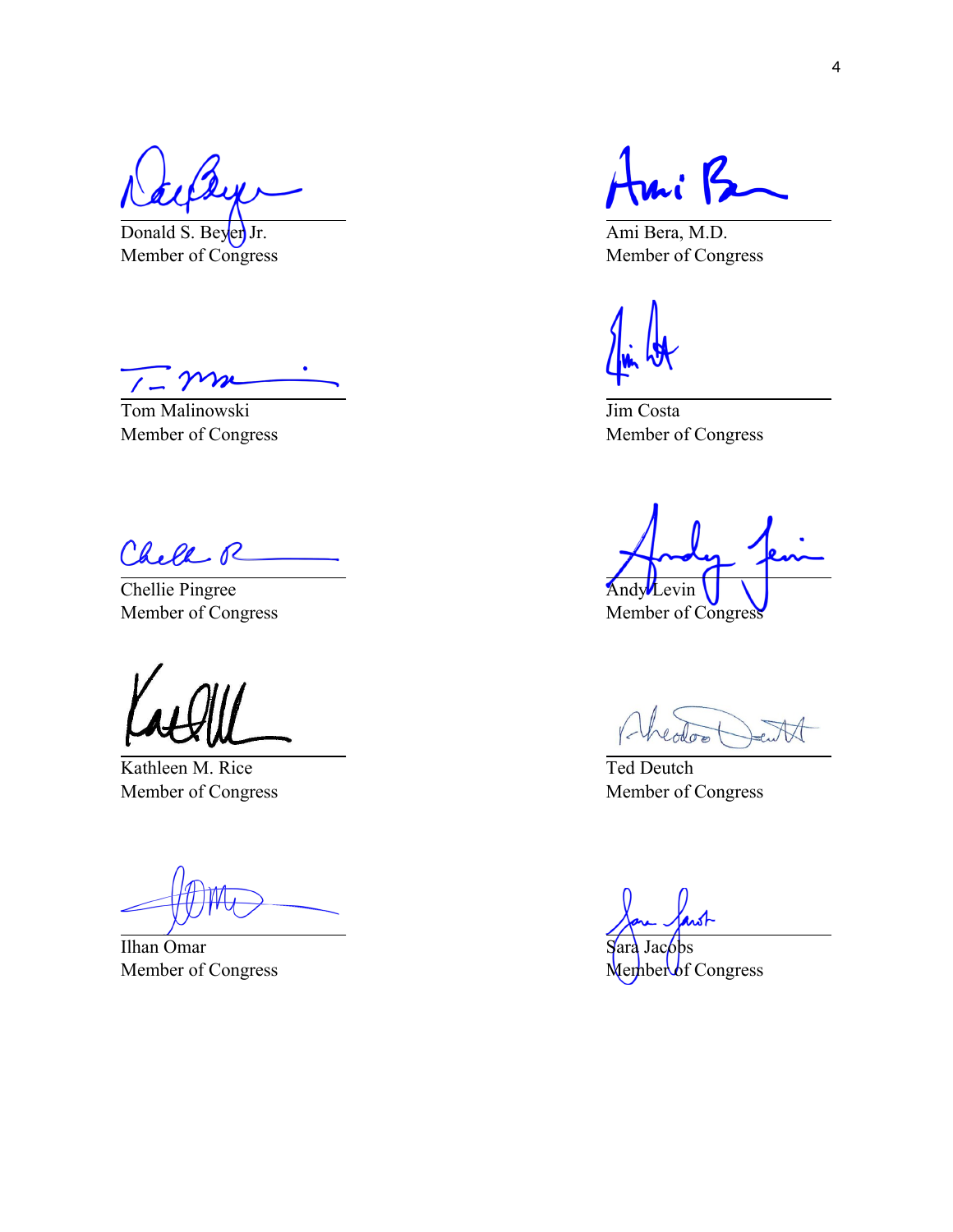Donald S. Beyer Jr.
Member of Congress

Ami Bera, M.D.
Member of Congress

Tom Malinowski
Member of Congress

Jim Costa
Member of Congress

Chellie Pingree
Member of Congress

Andy Levin
Member of Congress

Kathleen M. Rice
Member of Congress

Ted Deutch
Member of Congress

Ilhan Omar
Member of Congress

Sara Jacobs
Member of Congress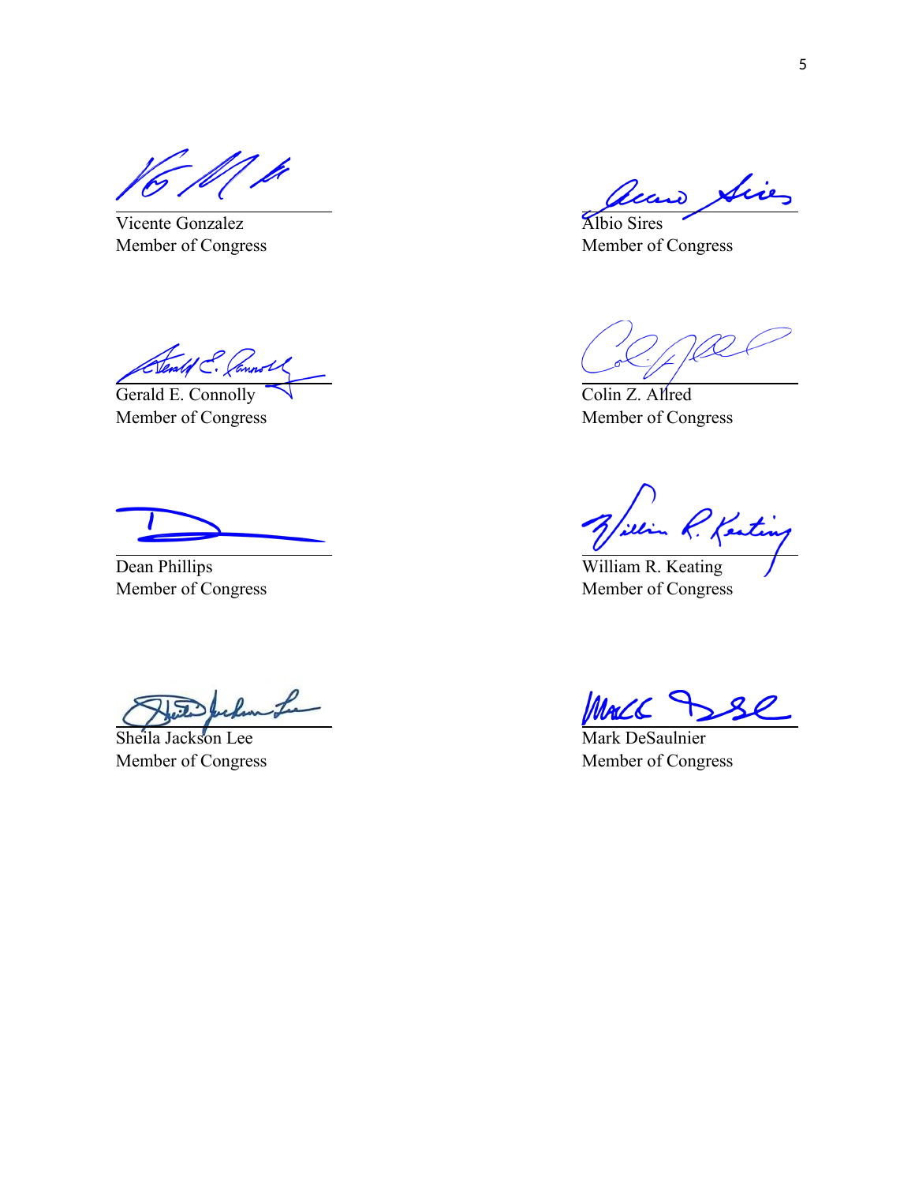Vicente Gonzalez
Member of Congress

Albio Sires
Member of Congress

Gerald E. Connolly
Member of Congress

Colin Z. Allred
Member of Congress

Dean Phillips
Member of Congress

William R. Keating
Member of Congress

Sheila Jackson Lee
Member of Congress

Mark DeSaulnier
Member of Congress